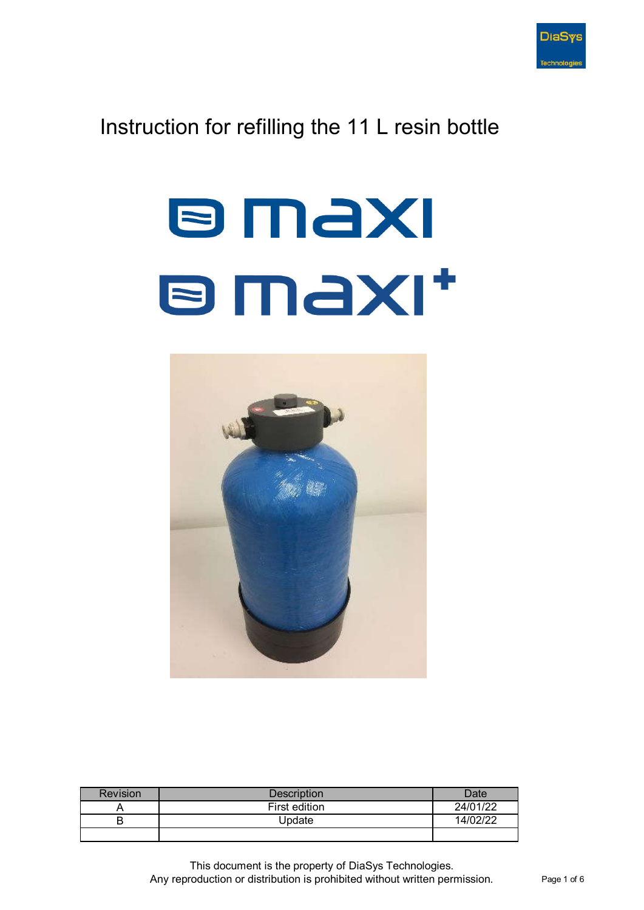# Instruction for refilling the 11 L resin bottle

maxi

maxi+

| Revision | Description | Date |
|---|---|---|
| A | First edition | 24/01/22 |
| B | Update | 14/02/22 |
| | | |

This document is the property of DiaSys Technologies.
Any reproduction or distribution is prohibited without written permission.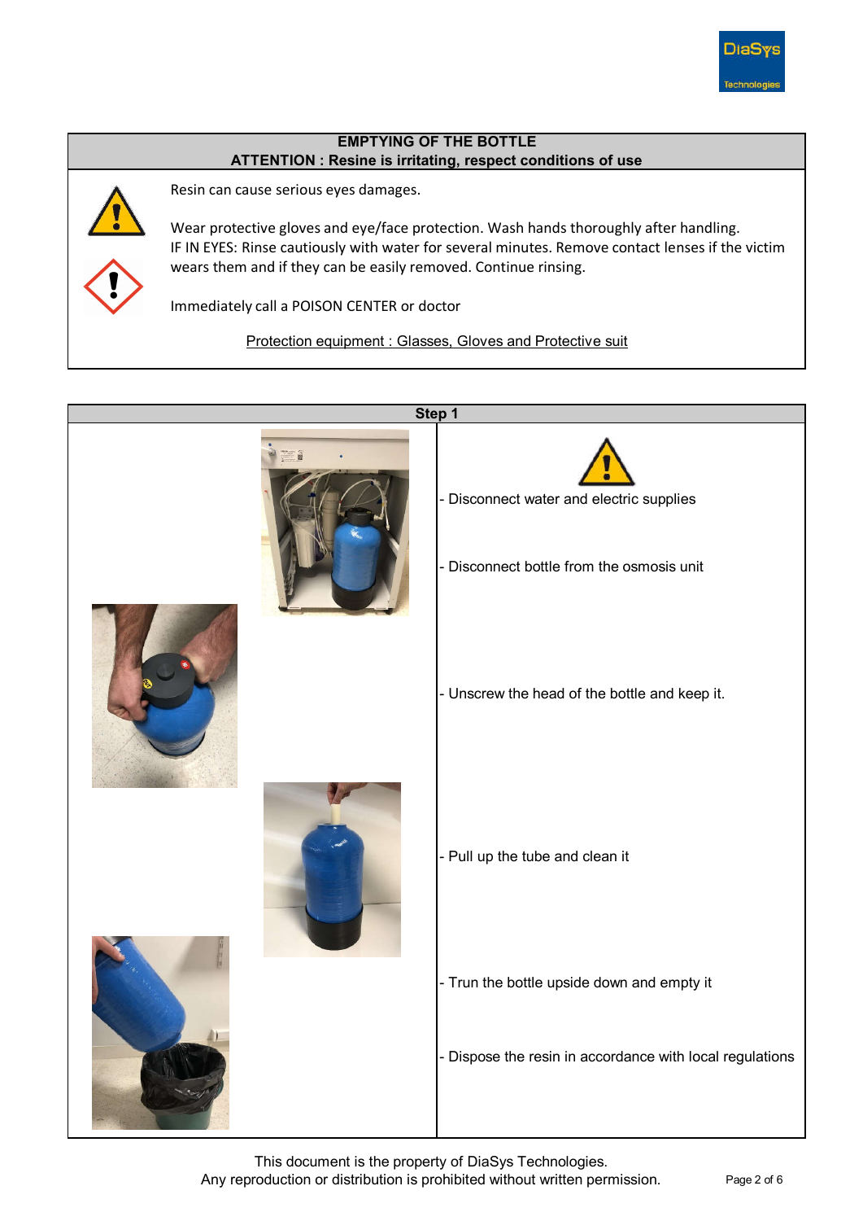## EMPTYING OF THE BOTTLE

**ATTENTION : Resine is irritating, respect conditions of use**

Resin can cause serious eyes damages.

Wear protective gloves and eye/face protection. Wash hands thoroughly after handling.
IF IN EYES: Rinse cautiously with water for several minutes. Remove contact lenses if the victim wears them and if they can be easily removed. Continue rinsing.

Immediately call a POISON CENTER or doctor

Protection equipment : Glasses, Gloves and Protective suit

## Step 1

- Disconnect water and electric supplies
- Disconnect bottle from the osmosis unit
- Unscrew the head of the bottle and keep it.
- Pull up the tube and clean it
- Trun the bottle upside down and empty it
- Dispose the resin in accordance with local regulations

This document is the property of DiaSys Technologies.
Any reproduction or distribution is prohibited without written permission.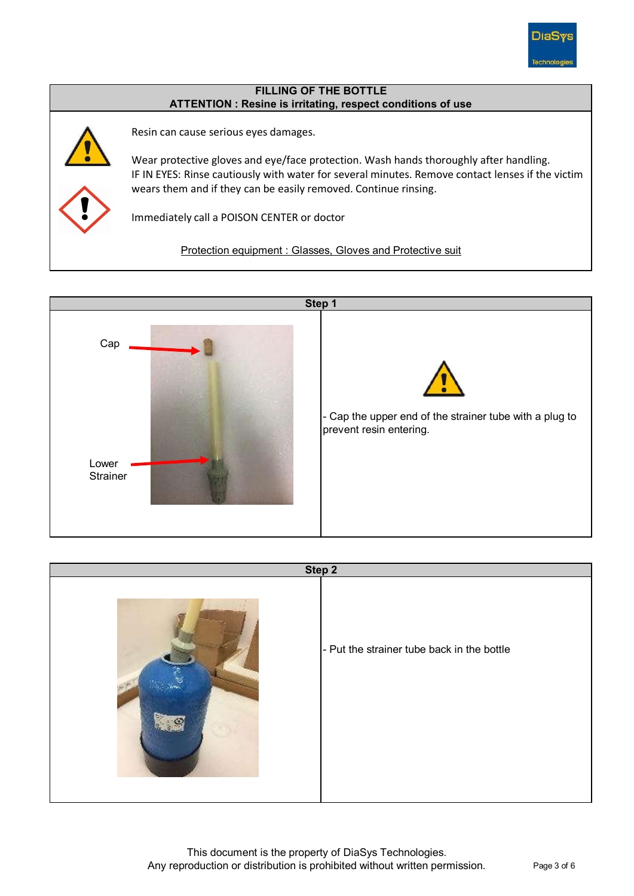## FILLING OF THE BOTTLE

**ATTENTION : Resine is irritating, respect conditions of use**

Resin can cause serious eyes damages.

Wear protective gloves and eye/face protection. Wash hands thoroughly after handling.
IF IN EYES: Rinse cautiously with water for several minutes. Remove contact lenses if the victim wears them and if they can be easily removed. Continue rinsing.

Immediately call a POISON CENTER or doctor

Protection equipment : Glasses, Gloves and Protective suit

## Step 1

Cap

Lower Strainer

- Cap the upper end of the strainer tube with a plug to prevent resin entering.

## Step 2

- Put the strainer tube back in the bottle

This document is the property of DiaSys Technologies.
Any reproduction or distribution is prohibited without written permission.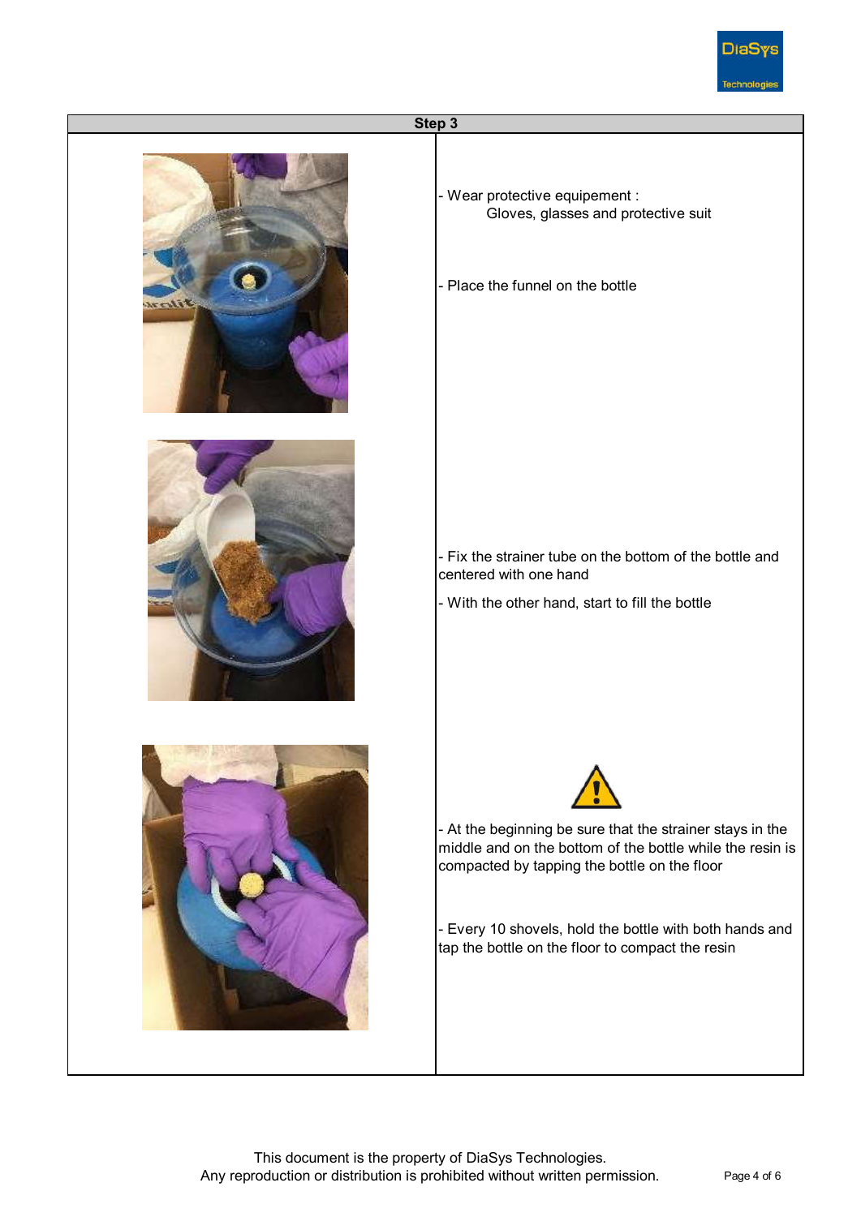## Step 3

- Wear protective equipement :
  Gloves, glasses and protective suit

- Place the funnel on the bottle

- Fix the strainer tube on the bottom of the bottle and centered with one hand

- With the other hand, start to fill the bottle

⚠

- At the beginning be sure that the strainer stays in the middle and on the bottom of the bottle while the resin is compacted by tapping the bottle on the floor

- Every 10 shovels, hold the bottle with both hands and tap the bottle on the floor to compact the resin

This document is the property of DiaSys Technologies.
Any reproduction or distribution is prohibited without written permission.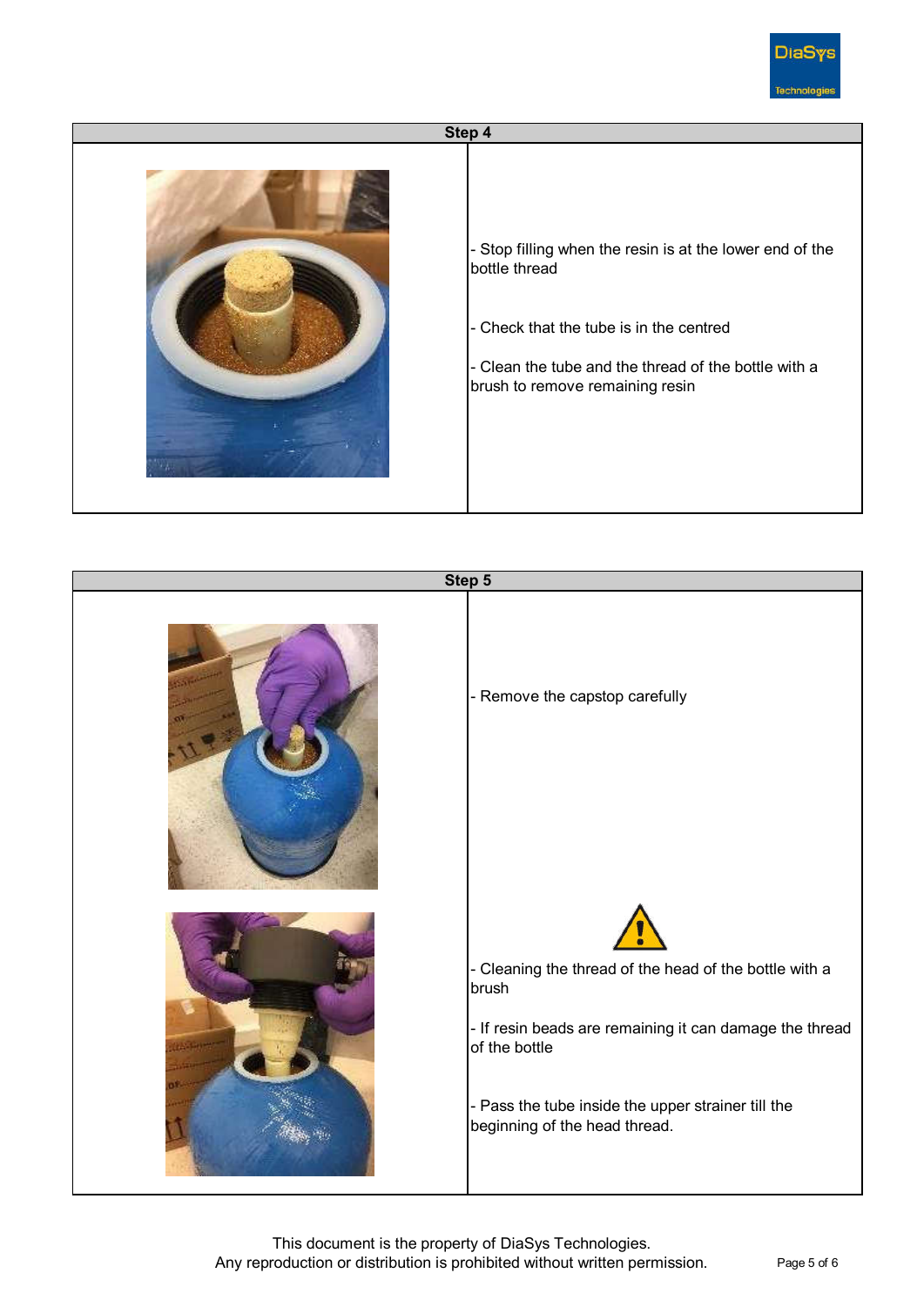| Step 4 | |
|---|---|
| | - Stop filling when the resin is at the lower end of the bottle thread<br><br>- Check that the tube is in the centred<br><br>- Clean the tube and the thread of the bottle with a brush to remove remaining resin |

| Step 5 | |
|---|---|
| | - Remove the capstop carefully |
| | ⚠<br><br>- Cleaning the thread of the head of the bottle with a brush<br><br>- If resin beads are remaining it can damage the thread of the bottle<br><br>- Pass the tube inside the upper strainer till the beginning of the head thread. |

This document is the property of DiaSys Technologies.
Any reproduction or distribution is prohibited without written permission.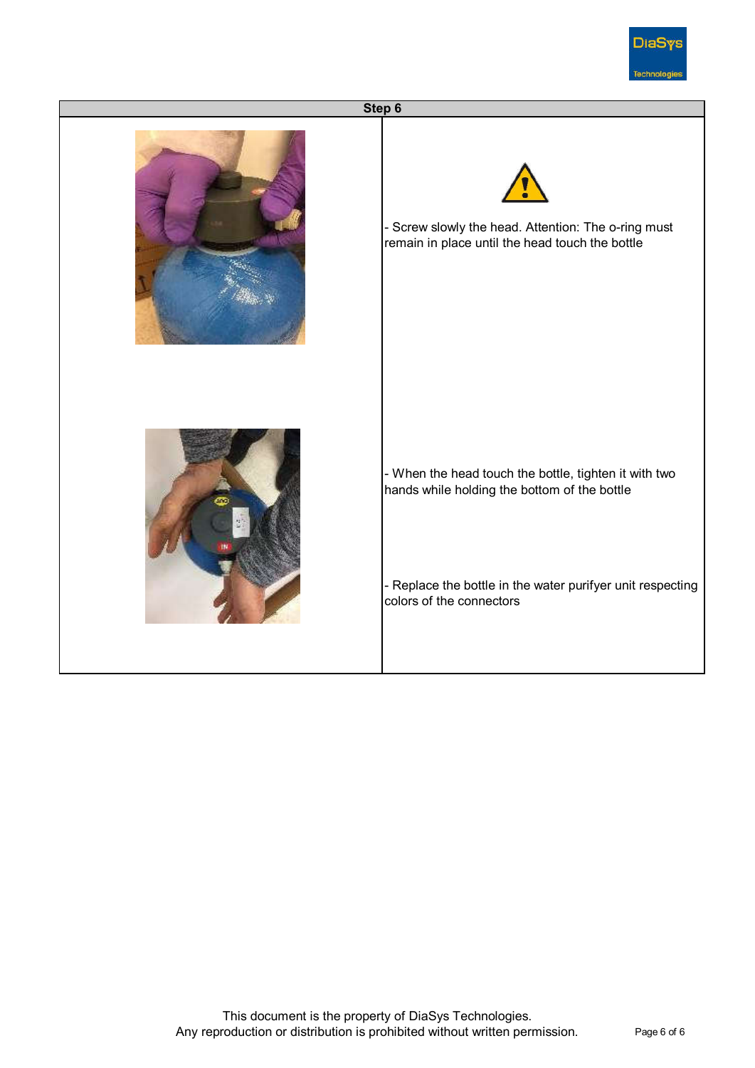| Step 6 | |
|---|---|
| | - Screw slowly the head. Attention: The o-ring must remain in place until the head touch the bottle |
| | - When the head touch the bottle, tighten it with two hands while holding the bottom of the bottle<br><br>- Replace the bottle in the water purifyer unit respecting colors of the connectors |

This document is the property of DiaSys Technologies.
Any reproduction or distribution is prohibited without written permission.